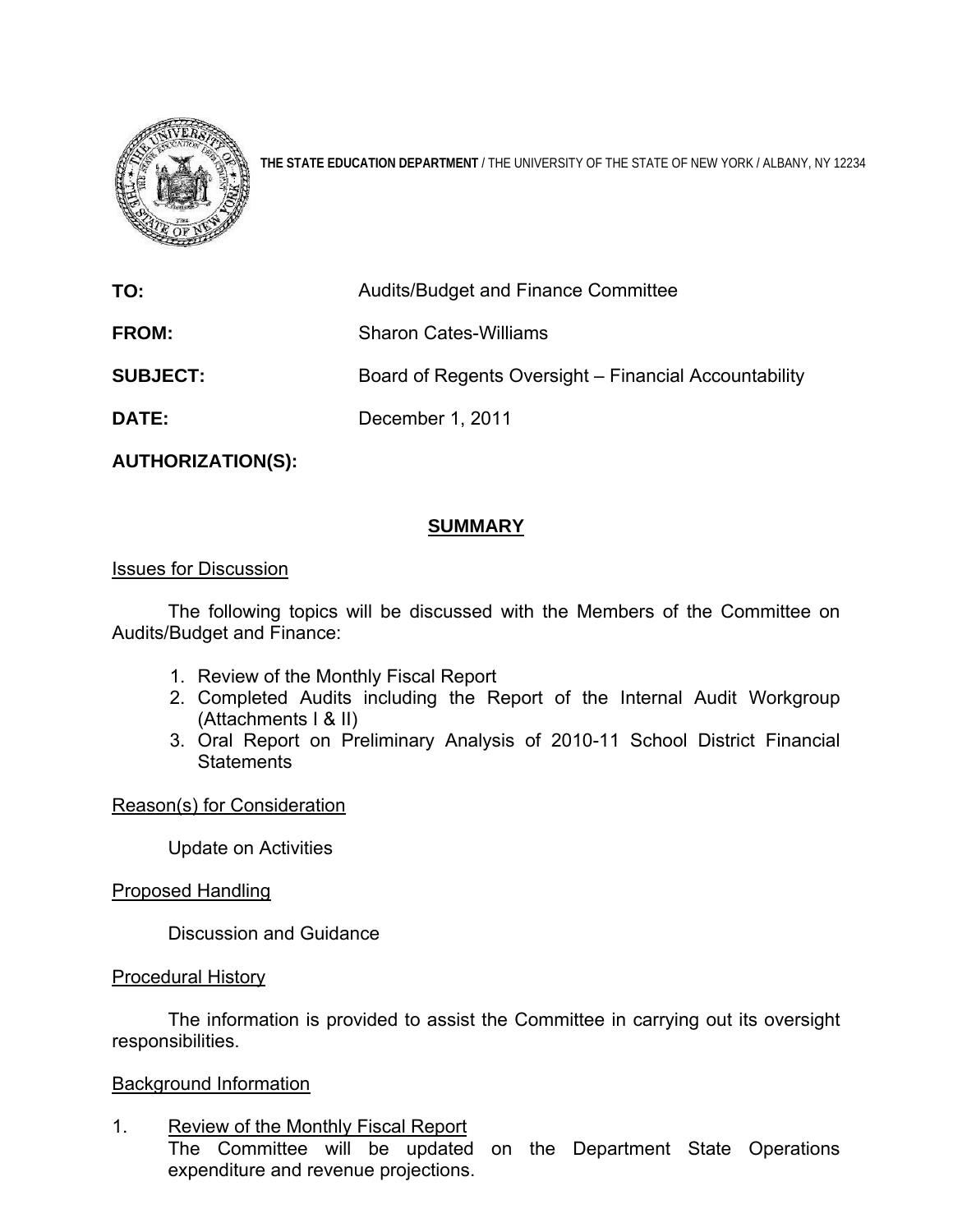**THE STATE EDUCATION DEPARTMENT** / THE UNIVERSITY OF THE STATE OF NEW YORK / ALBANY, NY 12234

**TO:** Audits/Budget and Finance Committee

**FROM:** Sharon Cates-Williams

**SUBJECT:** Board of Regents Oversight – Financial Accountability

**DATE:** December 1, 2011

**AUTHORIZATION(S):**

## SUMMARY

Issues for Discussion

The following topics will be discussed with the Members of the Committee on Audits/Budget and Finance:

1. Review of the Monthly Fiscal Report
2. Completed Audits including the Report of the Internal Audit Workgroup (Attachments I & II)
3. Oral Report on Preliminary Analysis of 2010-11 School District Financial Statements

Reason(s) for Consideration

Update on Activities

Proposed Handling

Discussion and Guidance

Procedural History

The information is provided to assist the Committee in carrying out its oversight responsibilities.

Background Information

1. Review of the Monthly Fiscal Report
   The Committee will be updated on the Department State Operations expenditure and revenue projections.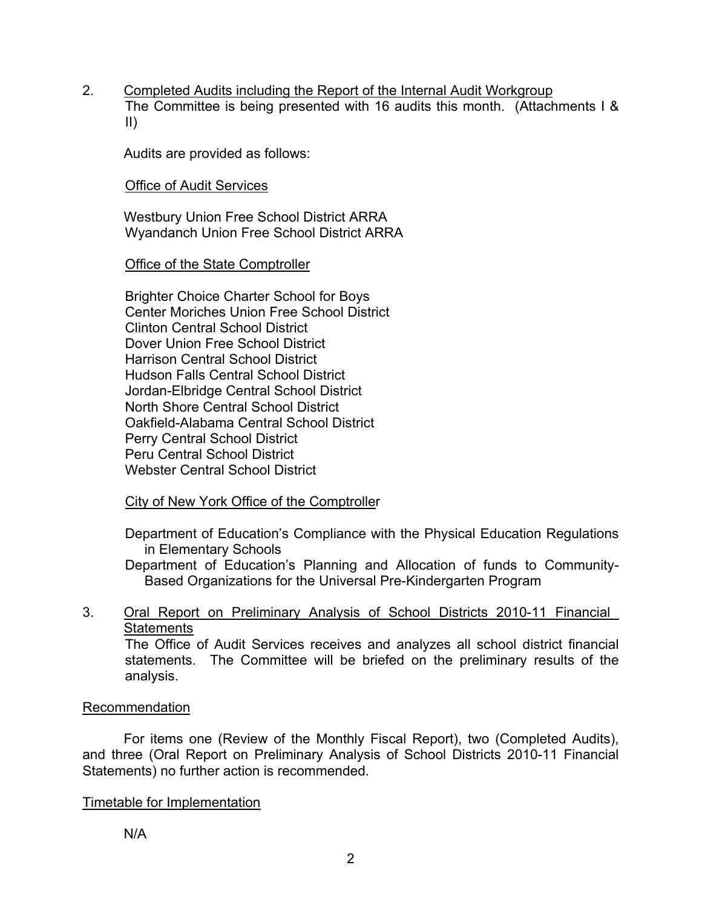2. Completed Audits including the Report of the Internal Audit Workgroup

   The Committee is being presented with 16 audits this month. (Attachments I & II)

   Audits are provided as follows:

   Office of Audit Services

   Westbury Union Free School District ARRA
   Wyandanch Union Free School District ARRA

   Office of the State Comptroller

   Brighter Choice Charter School for Boys
   Center Moriches Union Free School District
   Clinton Central School District
   Dover Union Free School District
   Harrison Central School District
   Hudson Falls Central School District
   Jordan-Elbridge Central School District
   North Shore Central School District
   Oakfield-Alabama Central School District
   Perry Central School District
   Peru Central School District
   Webster Central School District

   City of New York Office of the Comptroller

   Department of Education's Compliance with the Physical Education Regulations in Elementary Schools
   Department of Education's Planning and Allocation of funds to Community-Based Organizations for the Universal Pre-Kindergarten Program

3. Oral Report on Preliminary Analysis of School Districts 2010-11 Financial Statements

   The Office of Audit Services receives and analyzes all school district financial statements. The Committee will be briefed on the preliminary results of the analysis.

Recommendation

For items one (Review of the Monthly Fiscal Report), two (Completed Audits), and three (Oral Report on Preliminary Analysis of School Districts 2010-11 Financial Statements) no further action is recommended.

Timetable for Implementation

N/A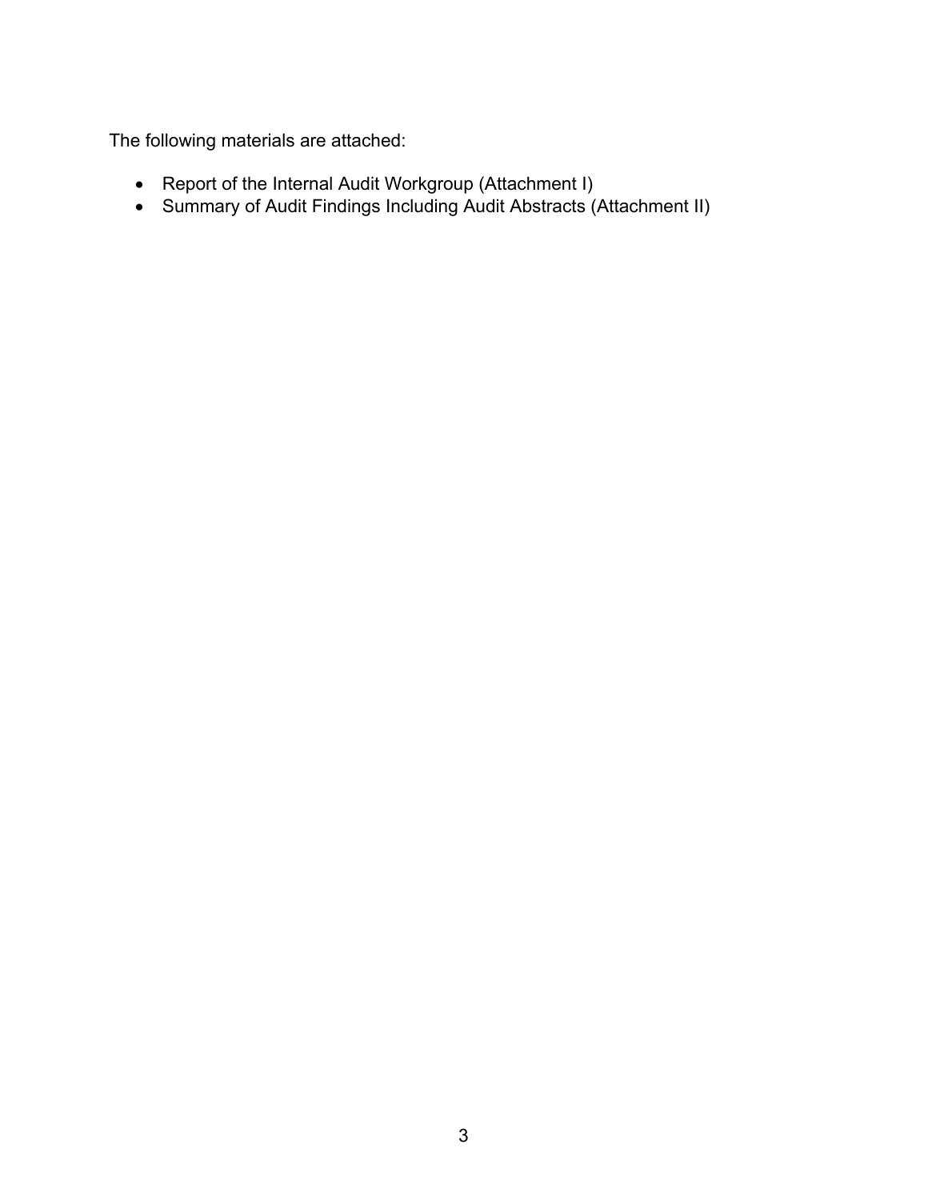The following materials are attached:

- Report of the Internal Audit Workgroup (Attachment I)
- Summary of Audit Findings Including Audit Abstracts (Attachment II)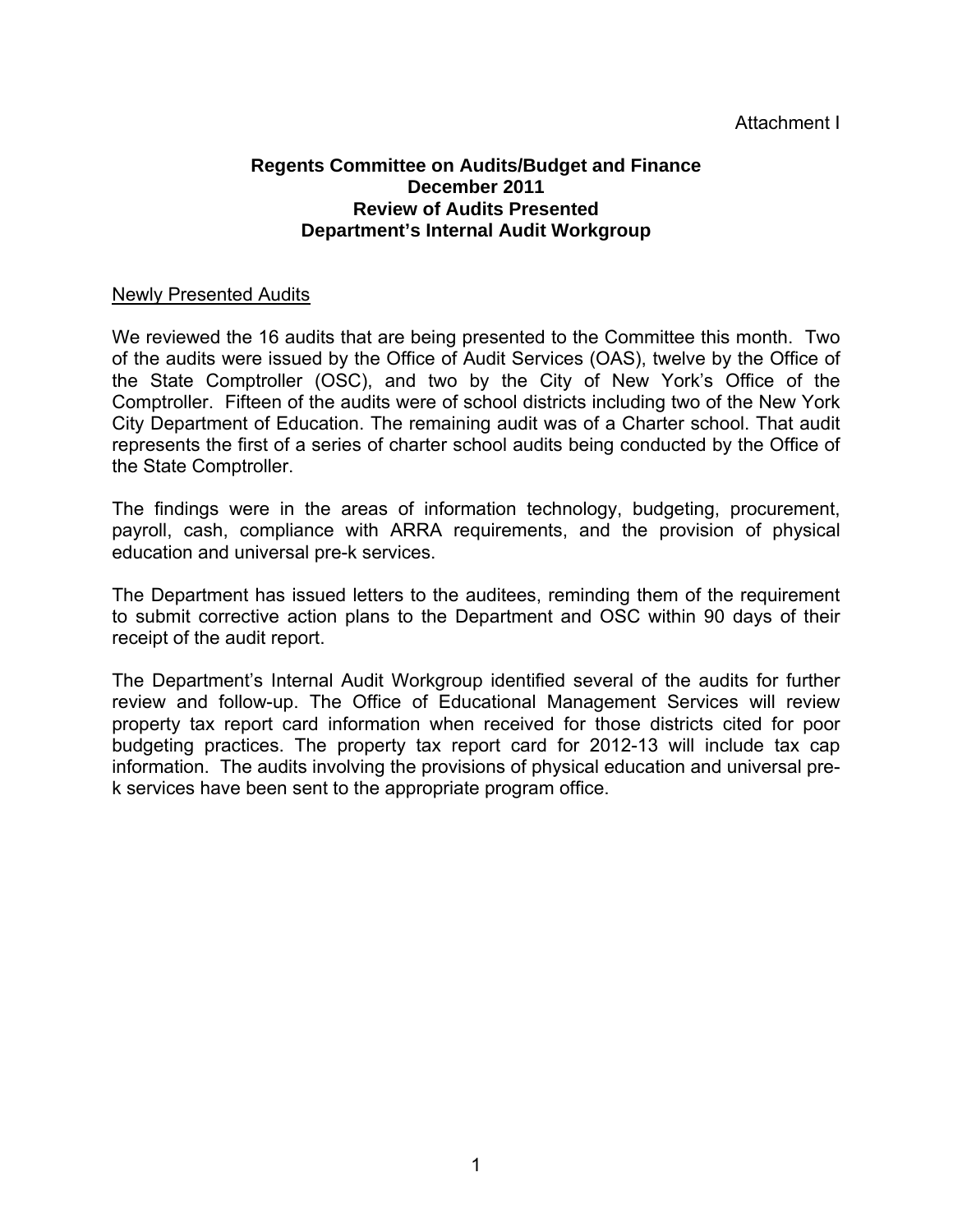Attachment I

**Regents Committee on Audits/Budget and Finance**
**December 2011**
**Review of Audits Presented**
**Department's Internal Audit Workgroup**

Newly Presented Audits

We reviewed the 16 audits that are being presented to the Committee this month. Two of the audits were issued by the Office of Audit Services (OAS), twelve by the Office of the State Comptroller (OSC), and two by the City of New York's Office of the Comptroller. Fifteen of the audits were of school districts including two of the New York City Department of Education. The remaining audit was of a Charter school. That audit represents the first of a series of charter school audits being conducted by the Office of the State Comptroller.

The findings were in the areas of information technology, budgeting, procurement, payroll, cash, compliance with ARRA requirements, and the provision of physical education and universal pre-k services.

The Department has issued letters to the auditees, reminding them of the requirement to submit corrective action plans to the Department and OSC within 90 days of their receipt of the audit report.

The Department's Internal Audit Workgroup identified several of the audits for further review and follow-up. The Office of Educational Management Services will review property tax report card information when received for those districts cited for poor budgeting practices. The property tax report card for 2012-13 will include tax cap information. The audits involving the provisions of physical education and universal pre-k services have been sent to the appropriate program office.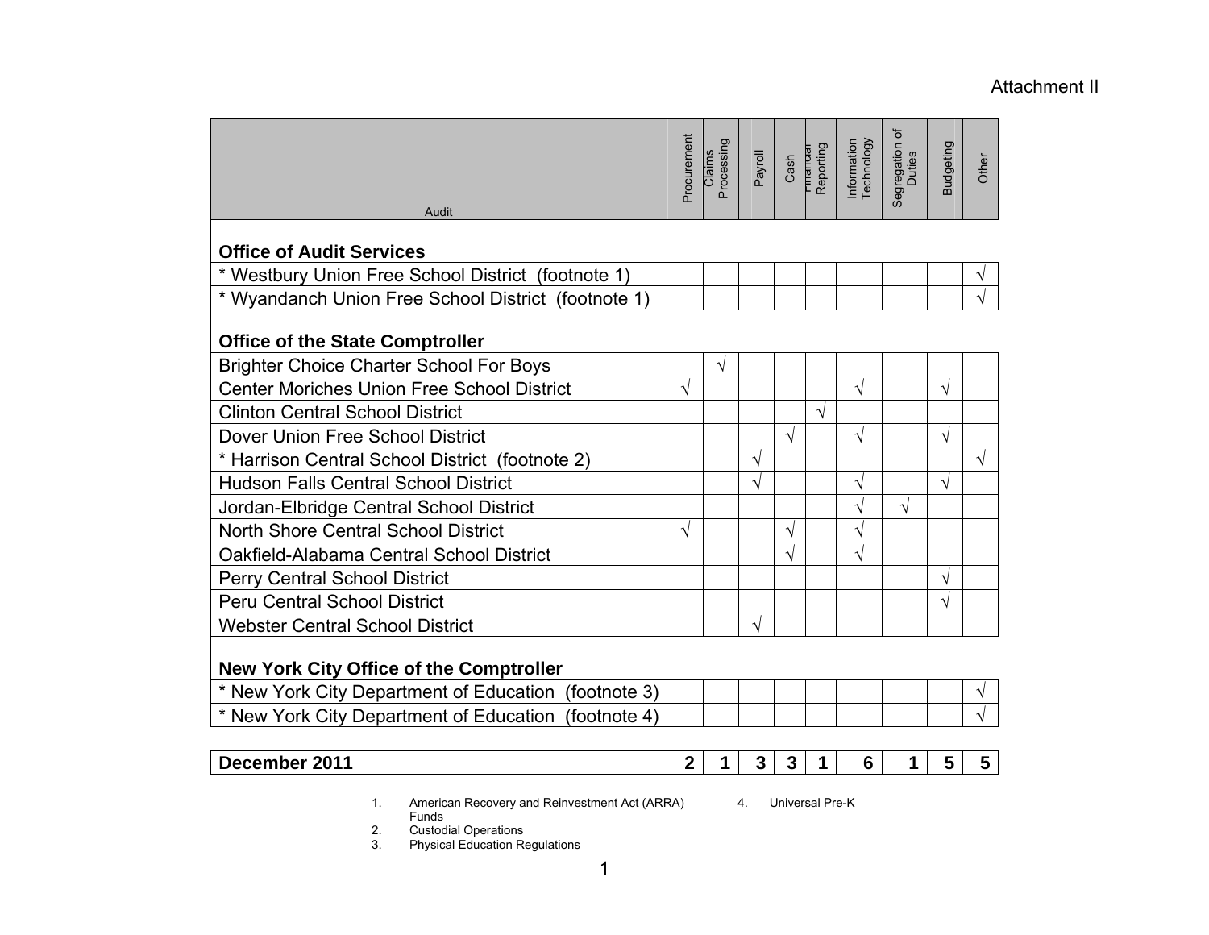Attachment II

| Audit | Procurement | Claims Processing | Payroll | Cash | Financial Reporting | Information Technology | Segregation of Duties | Budgeting | Other |
|---|---|---|---|---|---|---|---|---|---|
| **Office of Audit Services** | | | | | | | | | |
| * Westbury Union Free School District (footnote 1) | | | | | | | | | √ |
| * Wyandanch Union Free School District (footnote 1) | | | | | | | | | √ |
| **Office of the State Comptroller** | | | | | | | | | |
| Brighter Choice Charter School For Boys | | √ | | | | | | | |
| Center Moriches Union Free School District | √ | | | | | √ | | √ | |
| Clinton Central School District | | | | | √ | | | | |
| Dover Union Free School District | | | | √ | | √ | | √ | |
| * Harrison Central School District (footnote 2) | | | √ | | | | | | √ |
| Hudson Falls Central School District | | | √ | | | √ | | √ | |
| Jordan-Elbridge Central School District | | | | | | √ | √ | | |
| North Shore Central School District | √ | | | √ | | √ | | | |
| Oakfield-Alabama Central School District | | | | √ | | √ | | | |
| Perry Central School District | | | | | | | | √ | |
| Peru Central School District | | | | | | | | √ | |
| Webster Central School District | | | √ | | | | | | |
| **New York City Office of the Comptroller** | | | | | | | | | |
| * New York City Department of Education (footnote 3) | | | | | | | | | √ |
| * New York City Department of Education (footnote 4) | | | | | | | | | √ |
| **December 2011** | **2** | **1** | **3** | **3** | **1** | **6** | **1** | **5** | **5** |

1. American Recovery and Reinvestment Act (ARRA) Funds
2. Custodial Operations
3. Physical Education Regulations
4. Universal Pre-K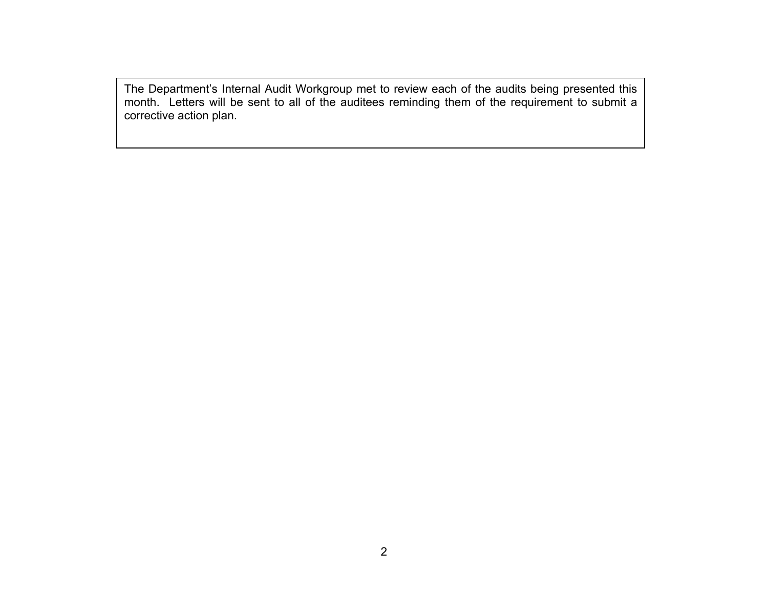The Department's Internal Audit Workgroup met to review each of the audits being presented this month. Letters will be sent to all of the auditees reminding them of the requirement to submit a corrective action plan.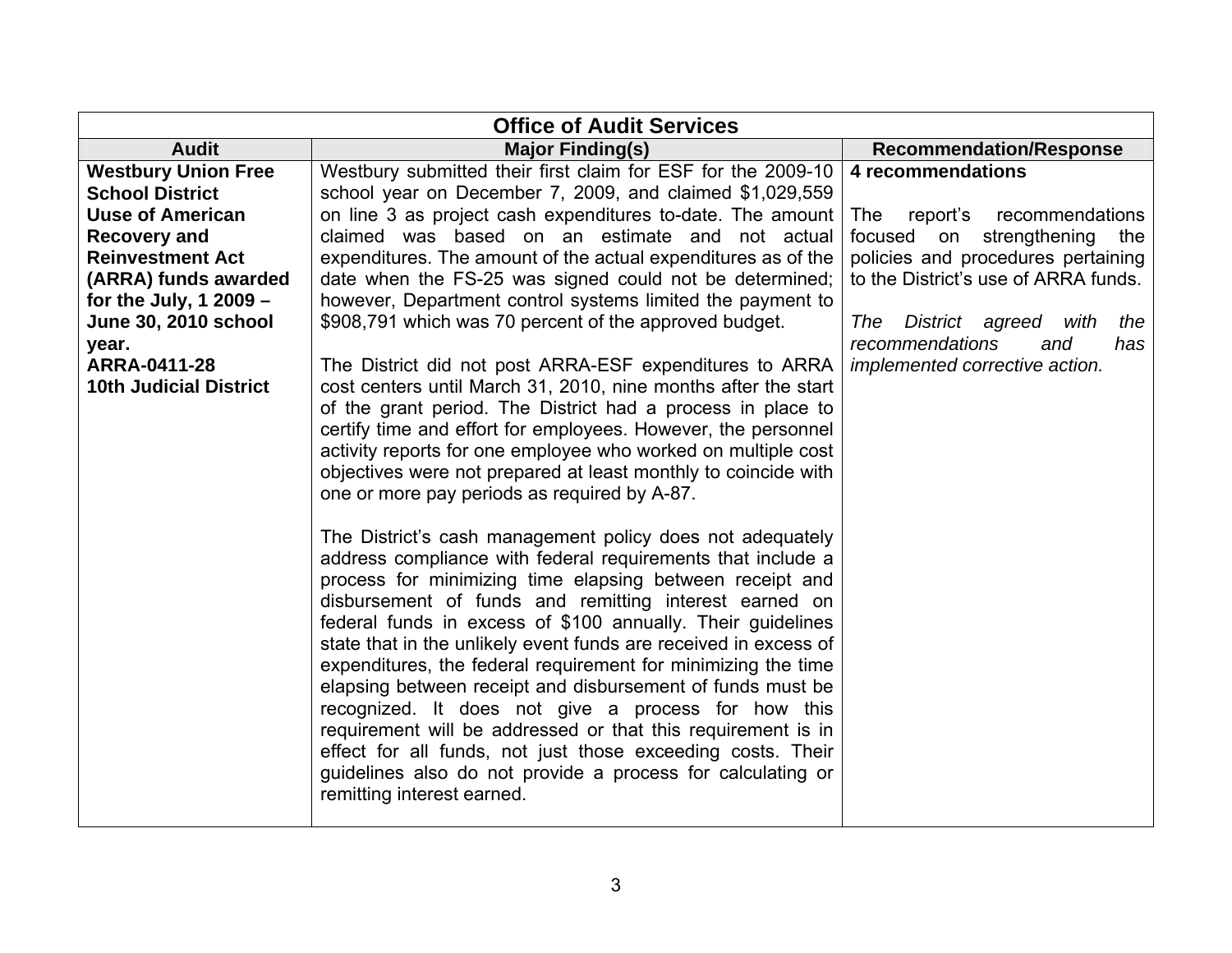| Office of Audit Services | | |
|---|---|---|
| **Audit** | **Major Finding(s)** | **Recommendation/Response** |
| **Westbury Union Free School District Uuse of American Recovery and Reinvestment Act (ARRA) funds awarded for the July, 1 2009 – June 30, 2010 school year. ARRA-0411-28 10th Judicial District** | Westbury submitted their first claim for ESF for the 2009-10 school year on December 7, 2009, and claimed $1,029,559 on line 3 as project cash expenditures to-date. The amount claimed was based on an estimate and not actual expenditures. The amount of the actual expenditures as of the date when the FS-25 was signed could not be determined; however, Department control systems limited the payment to $908,791 which was 70 percent of the approved budget.<br><br>The District did not post ARRA-ESF expenditures to ARRA cost centers until March 31, 2010, nine months after the start of the grant period. The District had a process in place to certify time and effort for employees. However, the personnel activity reports for one employee who worked on multiple cost objectives were not prepared at least monthly to coincide with one or more pay periods as required by A-87.<br><br>The District's cash management policy does not adequately address compliance with federal requirements that include a process for minimizing time elapsing between receipt and disbursement of funds and remitting interest earned on federal funds in excess of $100 annually. Their guidelines state that in the unlikely event funds are received in excess of expenditures, the federal requirement for minimizing the time elapsing between receipt and disbursement of funds must be recognized. It does not give a process for how this requirement will be addressed or that this requirement is in effect for all funds, not just those exceeding costs. Their guidelines also do not provide a process for calculating or remitting interest earned. | **4 recommendations**<br><br>The report's recommendations focused on strengthening the policies and procedures pertaining to the District's use of ARRA funds.<br><br>*The District agreed with the recommendations and has implemented corrective action.* |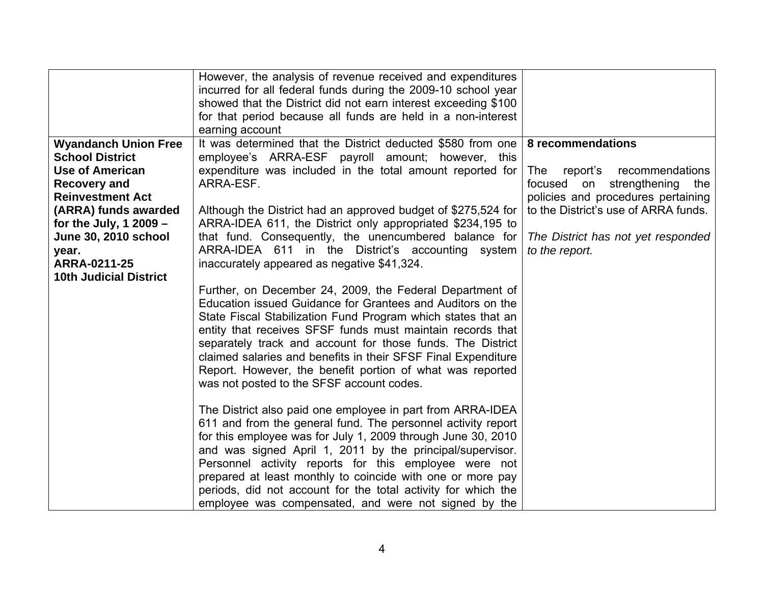| | | |
|---|---|---|
| | However, the analysis of revenue received and expenditures incurred for all federal funds during the 2009-10 school year showed that the District did not earn interest exceeding \$100 for that period because all funds are held in a non-interest earning account | |
| **Wyandanch Union Free School District Use of American Recovery and Reinvestment Act (ARRA) funds awarded for the July, 1 2009 – June 30, 2010 school year. ARRA-0211-25 10th Judicial District** | It was determined that the District deducted \$580 from one employee's ARRA-ESF payroll amount; however, this expenditure was included in the total amount reported for ARRA-ESF.<br><br>Although the District had an approved budget of \$275,524 for ARRA-IDEA 611, the District only appropriated \$234,195 to that fund. Consequently, the unencumbered balance for ARRA-IDEA 611 in the District's accounting system inaccurately appeared as negative \$41,324.<br><br>Further, on December 24, 2009, the Federal Department of Education issued Guidance for Grantees and Auditors on the State Fiscal Stabilization Fund Program which states that an entity that receives SFSF funds must maintain records that separately track and account for those funds. The District claimed salaries and benefits in their SFSF Final Expenditure Report. However, the benefit portion of what was reported was not posted to the SFSF account codes.<br><br>The District also paid one employee in part from ARRA-IDEA 611 and from the general fund. The personnel activity report for this employee was for July 1, 2009 through June 30, 2010 and was signed April 1, 2011 by the principal/supervisor. Personnel activity reports for this employee were not prepared at least monthly to coincide with one or more pay periods, did not account for the total activity for which the employee was compensated, and were not signed by the | **8 recommendations**<br><br>The report's recommendations focused on strengthening the policies and procedures pertaining to the District's use of ARRA funds.<br><br>*The District has not yet responded to the report.* |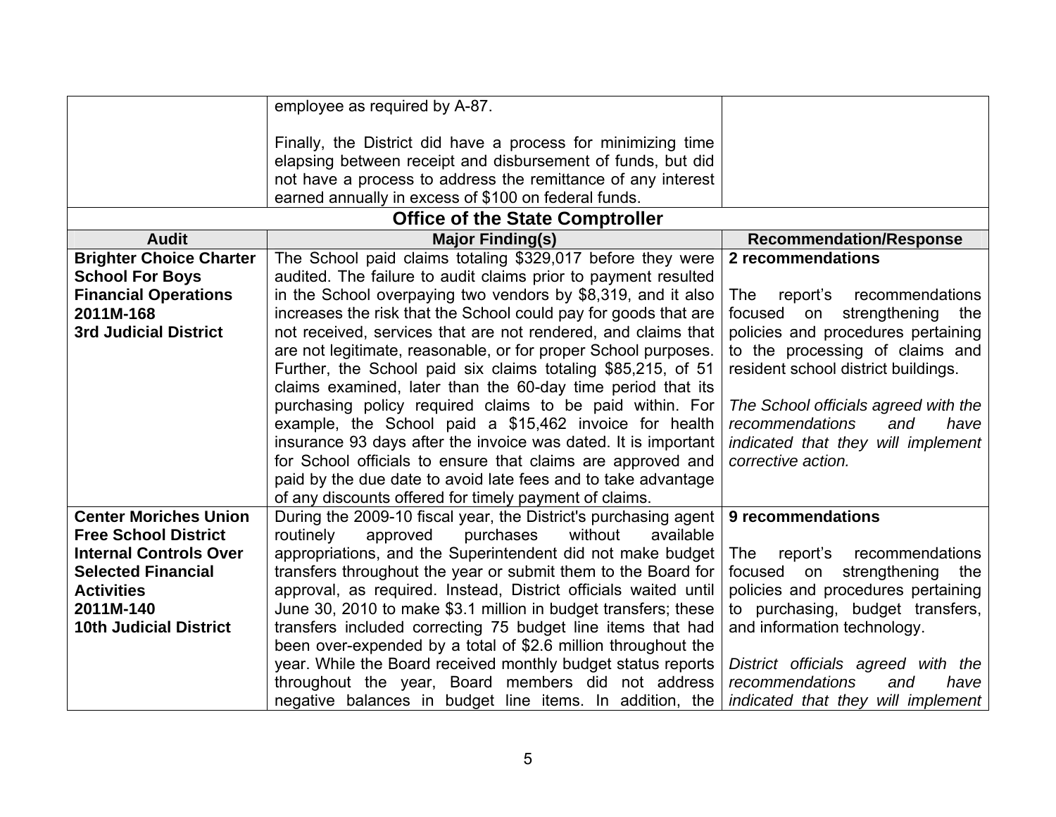| | | |
|---|---|---|
| | employee as required by A-87.<br><br>Finally, the District did have a process for minimizing time elapsing between receipt and disbursement of funds, but did not have a process to address the remittance of any interest earned annually in excess of $100 on federal funds. | |

## Office of the State Comptroller

| Audit | Major Finding(s) | Recommendation/Response |
|---|---|---|
| **Brighter Choice Charter School For Boys Financial Operations 2011M-168 3rd Judicial District** | The School paid claims totaling $329,017 before they were audited. The failure to audit claims prior to payment resulted in the School overpaying two vendors by $8,319, and it also increases the risk that the School could pay for goods that are not received, services that are not rendered, and claims that are not legitimate, reasonable, or for proper School purposes. Further, the School paid six claims totaling $85,215, of 51 claims examined, later than the 60-day time period that its purchasing policy required claims to be paid within. For example, the School paid a $15,462 invoice for health insurance 93 days after the invoice was dated. It is important for School officials to ensure that claims are approved and paid by the due date to avoid late fees and to take advantage of any discounts offered for timely payment of claims. | **2 recommendations**<br><br>The report's recommendations focused on strengthening the policies and procedures pertaining to the processing of claims and resident school district buildings.<br><br>*The School officials agreed with the recommendations and have indicated that they will implement corrective action.* |
| **Center Moriches Union Free School District Internal Controls Over Selected Financial Activities 2011M-140 10th Judicial District** | During the 2009-10 fiscal year, the District's purchasing agent routinely approved purchases without available appropriations, and the Superintendent did not make budget transfers throughout the year or submit them to the Board for approval, as required. Instead, District officials waited until June 30, 2010 to make $3.1 million in budget transfers; these transfers included correcting 75 budget line items that had been over-expended by a total of $2.6 million throughout the year. While the Board received monthly budget status reports throughout the year, Board members did not address negative balances in budget line items. In addition, the | **9 recommendations**<br><br>The report's recommendations focused on strengthening the policies and procedures pertaining to purchasing, budget transfers, and information technology.<br><br>*District officials agreed with the recommendations and have indicated that they will implement* |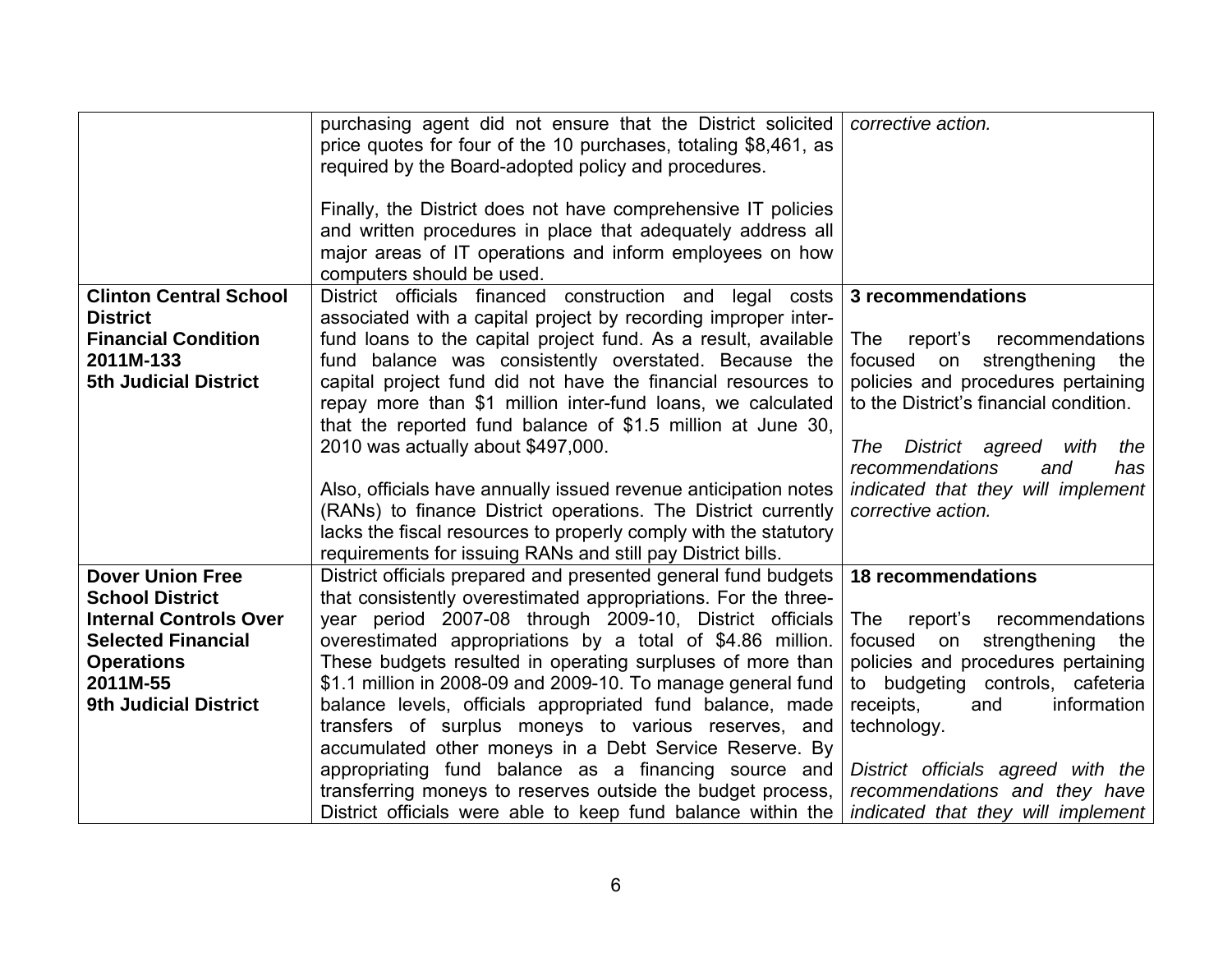| | | |
|---|---|---|
| | purchasing agent did not ensure that the District solicited price quotes for four of the 10 purchases, totaling $8,461, as required by the Board-adopted policy and procedures.<br><br>Finally, the District does not have comprehensive IT policies and written procedures in place that adequately address all major areas of IT operations and inform employees on how computers should be used. | *corrective action.* |
| **Clinton Central School District**<br>**Financial Condition**<br>**2011M-133**<br>**5th Judicial District** | District officials financed construction and legal costs associated with a capital project by recording improper inter-fund loans to the capital project fund. As a result, available fund balance was consistently overstated. Because the capital project fund did not have the financial resources to repay more than $1 million inter-fund loans, we calculated that the reported fund balance of $1.5 million at June 30, 2010 was actually about $497,000.<br><br>Also, officials have annually issued revenue anticipation notes (RANs) to finance District operations. The District currently lacks the fiscal resources to properly comply with the statutory requirements for issuing RANs and still pay District bills. | **3 recommendations**<br><br>The report's recommendations focused on strengthening the policies and procedures pertaining to the District's financial condition.<br><br>*The District agreed with the recommendations and has indicated that they will implement corrective action.* |
| **Dover Union Free School District**<br>**Internal Controls Over Selected Financial Operations**<br>**2011M-55**<br>**9th Judicial District** | District officials prepared and presented general fund budgets that consistently overestimated appropriations. For the three-year period 2007-08 through 2009-10, District officials overestimated appropriations by a total of $4.86 million. These budgets resulted in operating surpluses of more than $1.1 million in 2008-09 and 2009-10. To manage general fund balance levels, officials appropriated fund balance, made transfers of surplus moneys to various reserves, and accumulated other moneys in a Debt Service Reserve. By appropriating fund balance as a financing source and transferring moneys to reserves outside the budget process, District officials were able to keep fund balance within the | **18 recommendations**<br><br>The report's recommendations focused on strengthening the policies and procedures pertaining to budgeting controls, cafeteria receipts, and information technology.<br><br>*District officials agreed with the recommendations and they have indicated that they will implement* |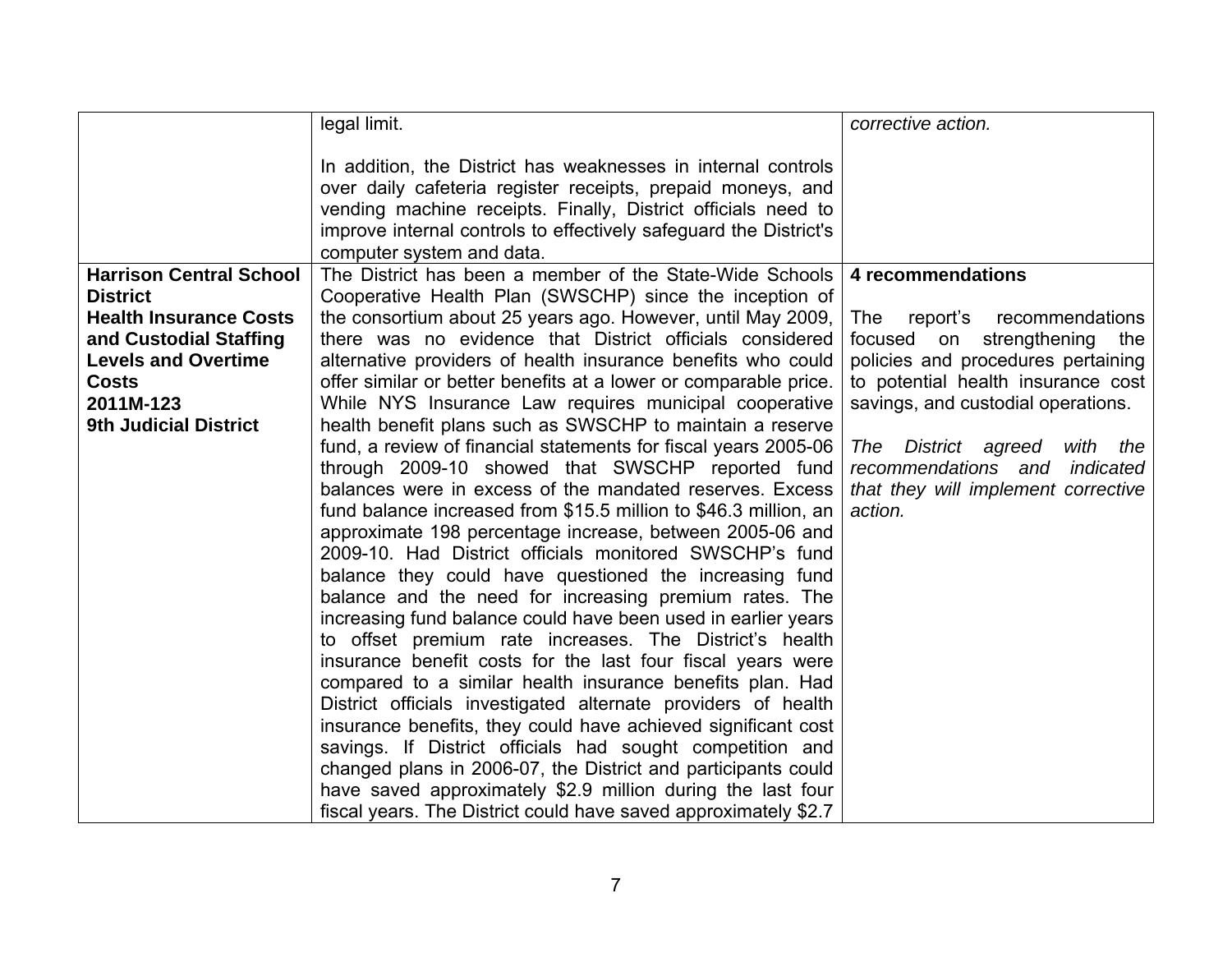| | | |
|---|---|---|
| | legal limit.<br><br>In addition, the District has weaknesses in internal controls over daily cafeteria register receipts, prepaid moneys, and vending machine receipts. Finally, District officials need to improve internal controls to effectively safeguard the District's computer system and data. | *corrective action.* |
| **Harrison Central School District**<br>**Health Insurance Costs and Custodial Staffing Levels and Overtime Costs**<br>**2011M-123**<br>**9th Judicial District** | The District has been a member of the State-Wide Schools Cooperative Health Plan (SWSCHP) since the inception of the consortium about 25 years ago. However, until May 2009, there was no evidence that District officials considered alternative providers of health insurance benefits who could offer similar or better benefits at a lower or comparable price. While NYS Insurance Law requires municipal cooperative health benefit plans such as SWSCHP to maintain a reserve fund, a review of financial statements for fiscal years 2005-06 through 2009-10 showed that SWSCHP reported fund balances were in excess of the mandated reserves. Excess fund balance increased from $15.5 million to $46.3 million, an approximate 198 percentage increase, between 2005-06 and 2009-10. Had District officials monitored SWSCHP's fund balance they could have questioned the increasing fund balance and the need for increasing premium rates. The increasing fund balance could have been used in earlier years to offset premium rate increases. The District's health insurance benefit costs for the last four fiscal years were compared to a similar health insurance benefits plan. Had District officials investigated alternate providers of health insurance benefits, they could have achieved significant cost savings. If District officials had sought competition and changed plans in 2006-07, the District and participants could have saved approximately $2.9 million during the last four fiscal years. The District could have saved approximately $2.7 | **4 recommendations**<br><br>The report's recommendations focused on strengthening the policies and procedures pertaining to potential health insurance cost savings, and custodial operations.<br><br>*The District agreed with the recommendations and indicated that they will implement corrective action.* |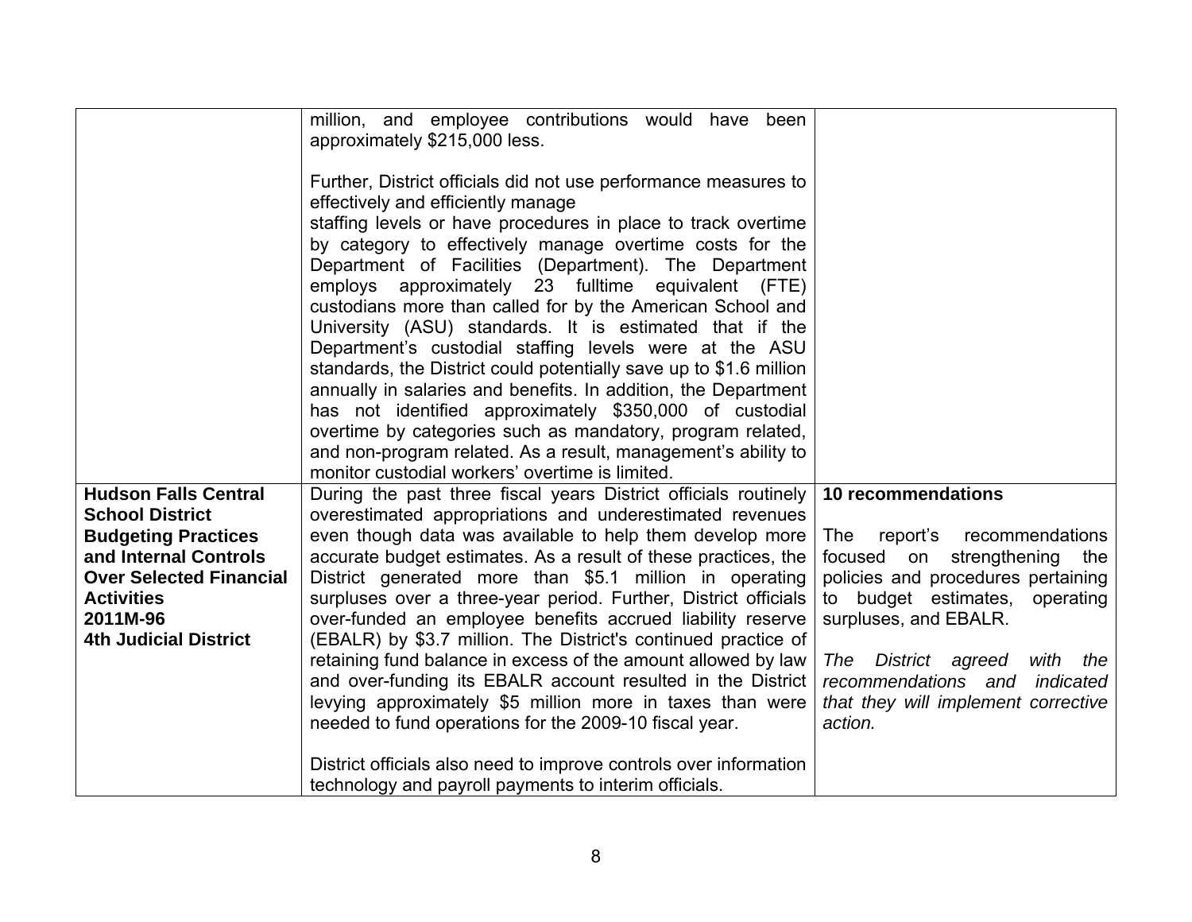| | | |
|---|---|---|
| | million, and employee contributions would have been approximately $215,000 less.<br><br>Further, District officials did not use performance measures to effectively and efficiently manage staffing levels or have procedures in place to track overtime by category to effectively manage overtime costs for the Department of Facilities (Department). The Department employs approximately 23 fulltime equivalent (FTE) custodians more than called for by the American School and University (ASU) standards. It is estimated that if the Department's custodial staffing levels were at the ASU standards, the District could potentially save up to $1.6 million annually in salaries and benefits. In addition, the Department has not identified approximately $350,000 of custodial overtime by categories such as mandatory, program related, and non-program related. As a result, management's ability to monitor custodial workers' overtime is limited. | |
| **Hudson Falls Central School District Budgeting Practices and Internal Controls Over Selected Financial Activities 2011M-96 4th Judicial District** | During the past three fiscal years District officials routinely overestimated appropriations and underestimated revenues even though data was available to help them develop more accurate budget estimates. As a result of these practices, the District generated more than $5.1 million in operating surpluses over a three-year period. Further, District officials over-funded an employee benefits accrued liability reserve (EBALR) by $3.7 million. The District's continued practice of retaining fund balance in excess of the amount allowed by law and over-funding its EBALR account resulted in the District levying approximately $5 million more in taxes than were needed to fund operations for the 2009-10 fiscal year.<br><br>District officials also need to improve controls over information technology and payroll payments to interim officials. | **10 recommendations**<br><br>The report's recommendations focused on strengthening the policies and procedures pertaining to budget estimates, operating surpluses, and EBALR.<br><br>*The District agreed with the recommendations and indicated that they will implement corrective action.* |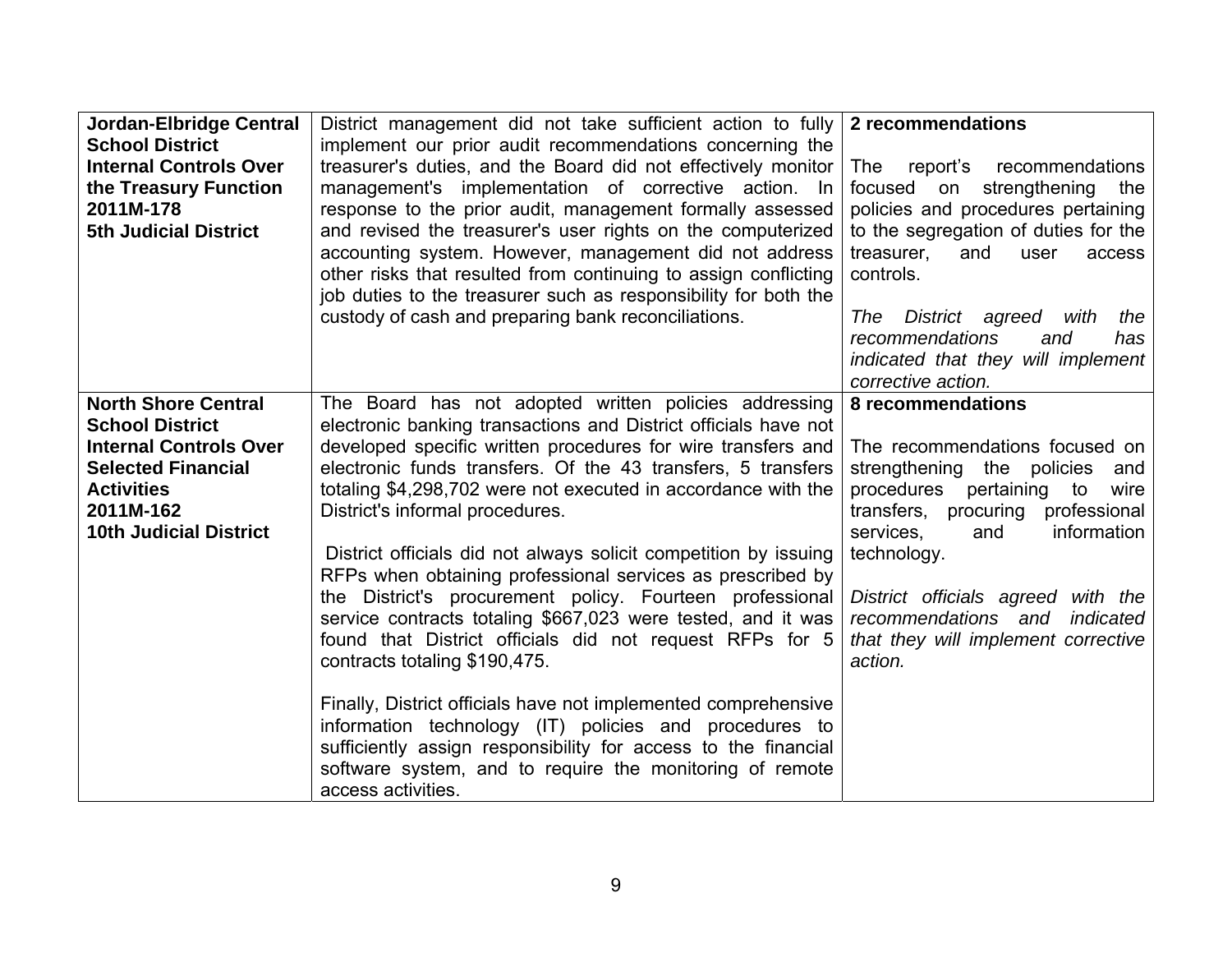| | | |
|---|---|---|
| **Jordan-Elbridge Central School District Internal Controls Over the Treasury Function 2011M-178 5th Judicial District** | District management did not take sufficient action to fully implement our prior audit recommendations concerning the treasurer's duties, and the Board did not effectively monitor management's implementation of corrective action. In response to the prior audit, management formally assessed and revised the treasurer's user rights on the computerized accounting system. However, management did not address other risks that resulted from continuing to assign conflicting job duties to the treasurer such as responsibility for both the custody of cash and preparing bank reconciliations. | **2 recommendations**<br><br>The report's recommendations focused on strengthening the policies and procedures pertaining to the segregation of duties for the treasurer, and user access controls.<br><br>*The District agreed with the recommendations and has indicated that they will implement corrective action.* |
| **North Shore Central School District Internal Controls Over Selected Financial Activities 2011M-162 10th Judicial District** | The Board has not adopted written policies addressing electronic banking transactions and District officials have not developed specific written procedures for wire transfers and electronic funds transfers. Of the 43 transfers, 5 transfers totaling $4,298,702 were not executed in accordance with the District's informal procedures.<br><br>District officials did not always solicit competition by issuing RFPs when obtaining professional services as prescribed by the District's procurement policy. Fourteen professional service contracts totaling $667,023 were tested, and it was found that District officials did not request RFPs for 5 contracts totaling $190,475.<br><br>Finally, District officials have not implemented comprehensive information technology (IT) policies and procedures to sufficiently assign responsibility for access to the financial software system, and to require the monitoring of remote access activities. | **8 recommendations**<br><br>The recommendations focused on strengthening the policies and procedures pertaining to wire transfers, procuring professional services, and information technology.<br><br>*District officials agreed with the recommendations and indicated that they will implement corrective action.* |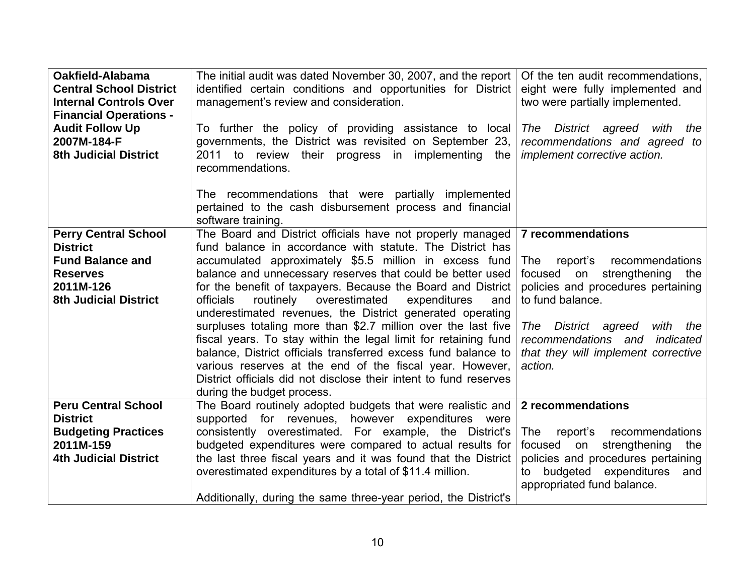| | | |
|---|---|---|
| **Oakfield-Alabama Central School District Internal Controls Over Financial Operations - Audit Follow Up 2007M-184-F 8th Judicial District** | The initial audit was dated November 30, 2007, and the report identified certain conditions and opportunities for District management's review and consideration.<br><br>To further the policy of providing assistance to local governments, the District was revisited on September 23, 2011 to review their progress in implementing the recommendations.<br><br>The recommendations that were partially implemented pertained to the cash disbursement process and financial software training. | Of the ten audit recommendations, eight were fully implemented and two were partially implemented.<br><br>*The District agreed with the recommendations and agreed to implement corrective action.* |
| **Perry Central School District Fund Balance and Reserves 2011M-126 8th Judicial District** | The Board and District officials have not properly managed fund balance in accordance with statute. The District has accumulated approximately $5.5 million in excess fund balance and unnecessary reserves that could be better used for the benefit of taxpayers. Because the Board and District officials routinely overestimated expenditures and underestimated revenues, the District generated operating surpluses totaling more than $2.7 million over the last five fiscal years. To stay within the legal limit for retaining fund balance, District officials transferred excess fund balance to various reserves at the end of the fiscal year. However, District officials did not disclose their intent to fund reserves during the budget process. | **7 recommendations**<br><br>The report's recommendations focused on strengthening the policies and procedures pertaining to fund balance.<br><br>*The District agreed with the recommendations and indicated that they will implement corrective action.* |
| **Peru Central School District Budgeting Practices 2011M-159 4th Judicial District** | The Board routinely adopted budgets that were realistic and supported for revenues, however expenditures were consistently overestimated. For example, the District's budgeted expenditures were compared to actual results for the last three fiscal years and it was found that the District overestimated expenditures by a total of $11.4 million.<br><br>Additionally, during the same three-year period, the District's | **2 recommendations**<br><br>The report's recommendations focused on strengthening the policies and procedures pertaining to budgeted expenditures and appropriated fund balance. |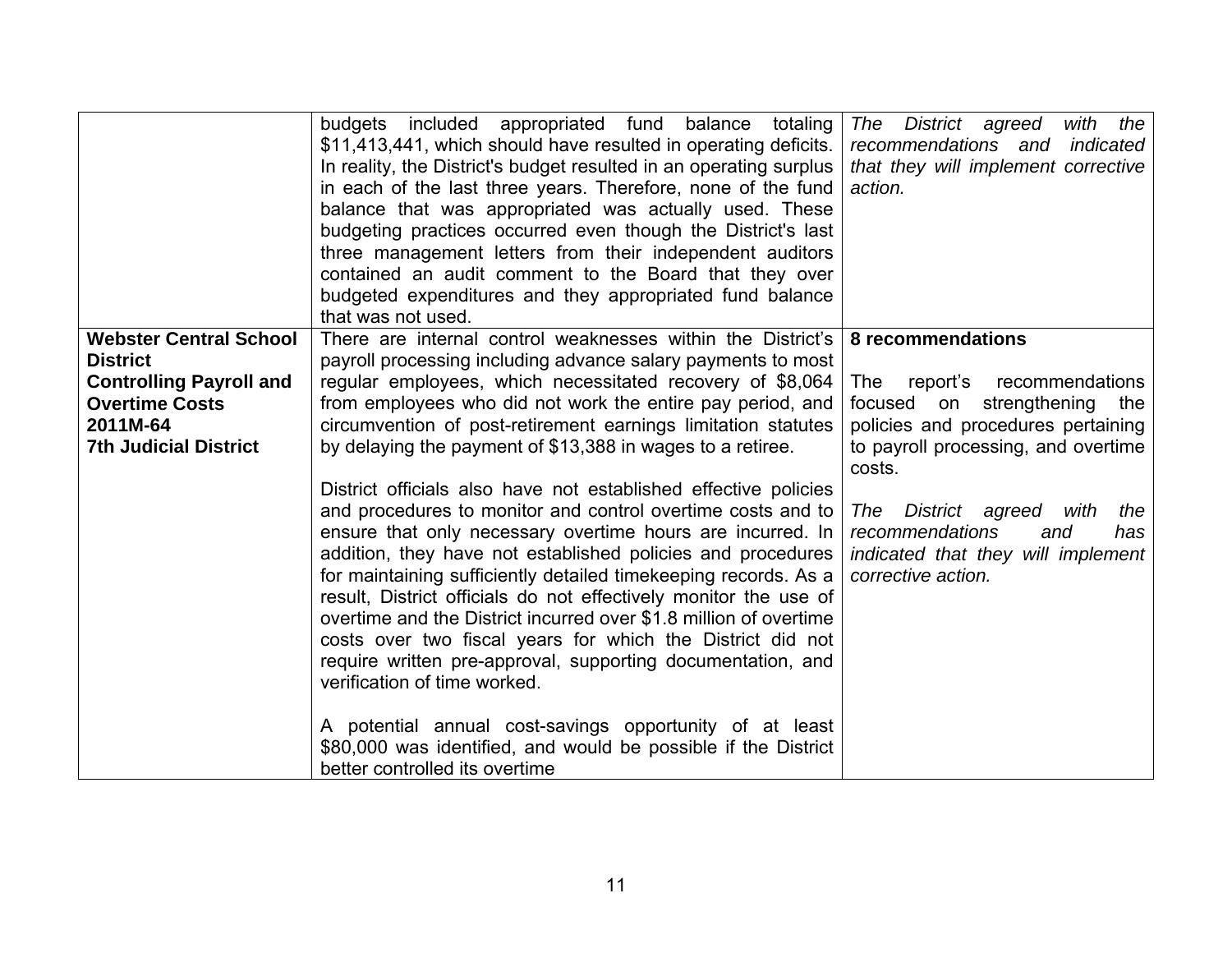| | | |
|---|---|---|
| | budgets included appropriated fund balance totaling $11,413,441, which should have resulted in operating deficits. In reality, the District's budget resulted in an operating surplus in each of the last three years. Therefore, none of the fund balance that was appropriated was actually used. These budgeting practices occurred even though the District's last three management letters from their independent auditors contained an audit comment to the Board that they over budgeted expenditures and they appropriated fund balance that was not used. | *The District agreed with the recommendations and indicated that they will implement corrective action.* |
| **Webster Central School District**<br>**Controlling Payroll and Overtime Costs**<br>**2011M-64**<br>**7th Judicial District** | There are internal control weaknesses within the District's payroll processing including advance salary payments to most regular employees, which necessitated recovery of $8,064 from employees who did not work the entire pay period, and circumvention of post-retirement earnings limitation statutes by delaying the payment of $13,388 in wages to a retiree.<br><br>District officials also have not established effective policies and procedures to monitor and control overtime costs and to ensure that only necessary overtime hours are incurred. In addition, they have not established policies and procedures for maintaining sufficiently detailed timekeeping records. As a result, District officials do not effectively monitor the use of overtime and the District incurred over $1.8 million of overtime costs over two fiscal years for which the District did not require written pre-approval, supporting documentation, and verification of time worked.<br><br>A potential annual cost-savings opportunity of at least $80,000 was identified, and would be possible if the District better controlled its overtime | **8 recommendations**<br><br>The report's recommendations focused on strengthening the policies and procedures pertaining to payroll processing, and overtime costs.<br><br>*The District agreed with the recommendations and has indicated that they will implement corrective action.* |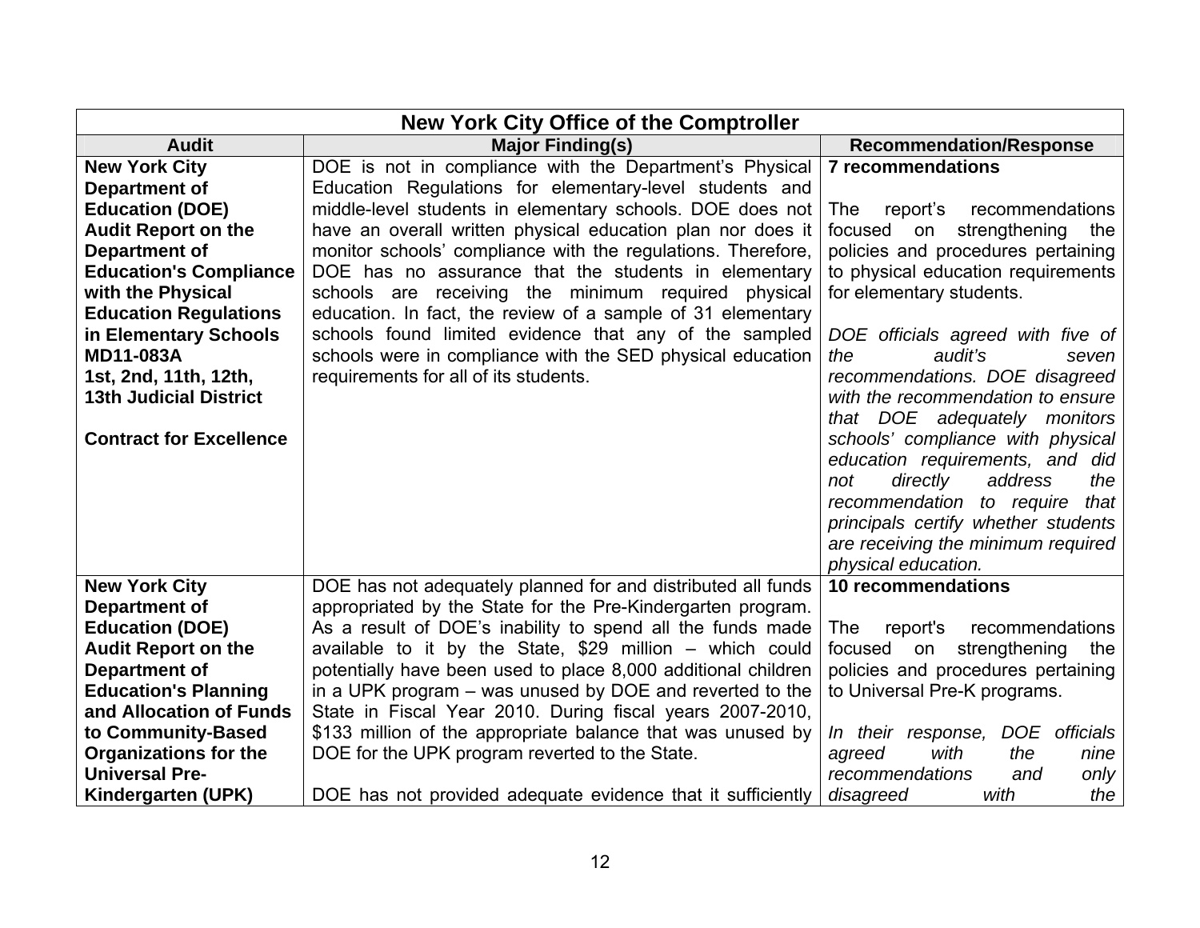| New York City Office of the Comptroller | | |
|---|---|---|
| **Audit** | **Major Finding(s)** | **Recommendation/Response** |
| **New York City Department of Education (DOE) Audit Report on the Department of Education's Compliance with the Physical Education Regulations in Elementary Schools MD11-083A 1st, 2nd, 11th, 12th, 13th Judicial District**<br><br>**Contract for Excellence** | DOE is not in compliance with the Department's Physical Education Regulations for elementary-level students and middle-level students in elementary schools. DOE does not have an overall written physical education plan nor does it monitor schools' compliance with the regulations. Therefore, DOE has no assurance that the students in elementary schools are receiving the minimum required physical education. In fact, the review of a sample of 31 elementary schools found limited evidence that any of the sampled schools were in compliance with the SED physical education requirements for all of its students. | **7 recommendations**<br><br>The report's recommendations focused on strengthening the policies and procedures pertaining to physical education requirements for elementary students.<br><br>*DOE officials agreed with five of the audit's seven recommendations. DOE disagreed with the recommendation to ensure that DOE adequately monitors schools' compliance with physical education requirements, and did not directly address the recommendation to require that principals certify whether students are receiving the minimum required physical education.* |
| **New York City Department of Education (DOE) Audit Report on the Department of Education's Planning and Allocation of Funds to Community-Based Organizations for the Universal Pre-Kindergarten (UPK)** | DOE has not adequately planned for and distributed all funds appropriated by the State for the Pre-Kindergarten program. As a result of DOE's inability to spend all the funds made available to it by the State, \$29 million – which could potentially have been used to place 8,000 additional children in a UPK program – was unused by DOE and reverted to the State in Fiscal Year 2010. During fiscal years 2007-2010, \$133 million of the appropriate balance that was unused by DOE for the UPK program reverted to the State.<br><br>DOE has not provided adequate evidence that it sufficiently | **10 recommendations**<br><br>The report's recommendations focused on strengthening the policies and procedures pertaining to Universal Pre-K programs.<br><br>*In their response, DOE officials agreed with the nine recommendations and only disagreed with the* |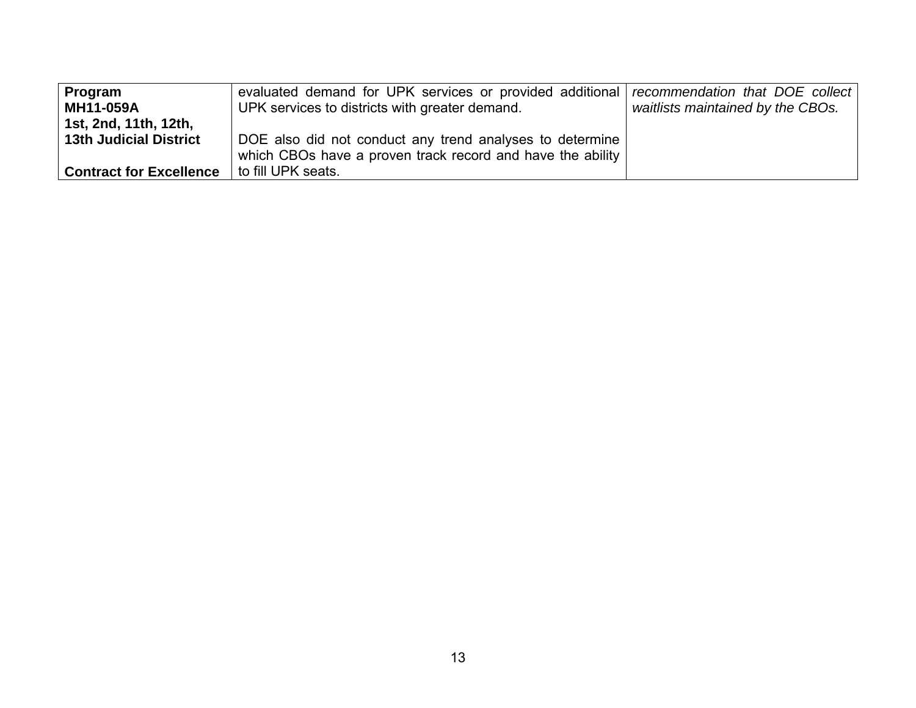| | | |
|---|---|---|
| **Program**<br>**MH11-059A**<br>**1st, 2nd, 11th, 12th, 13th Judicial District**<br><br>**Contract for Excellence** | evaluated demand for UPK services or provided additional UPK services to districts with greater demand.<br><br>DOE also did not conduct any trend analyses to determine which CBOs have a proven track record and have the ability to fill UPK seats. | *recommendation that DOE collect waitlists maintained by the CBOs.* |